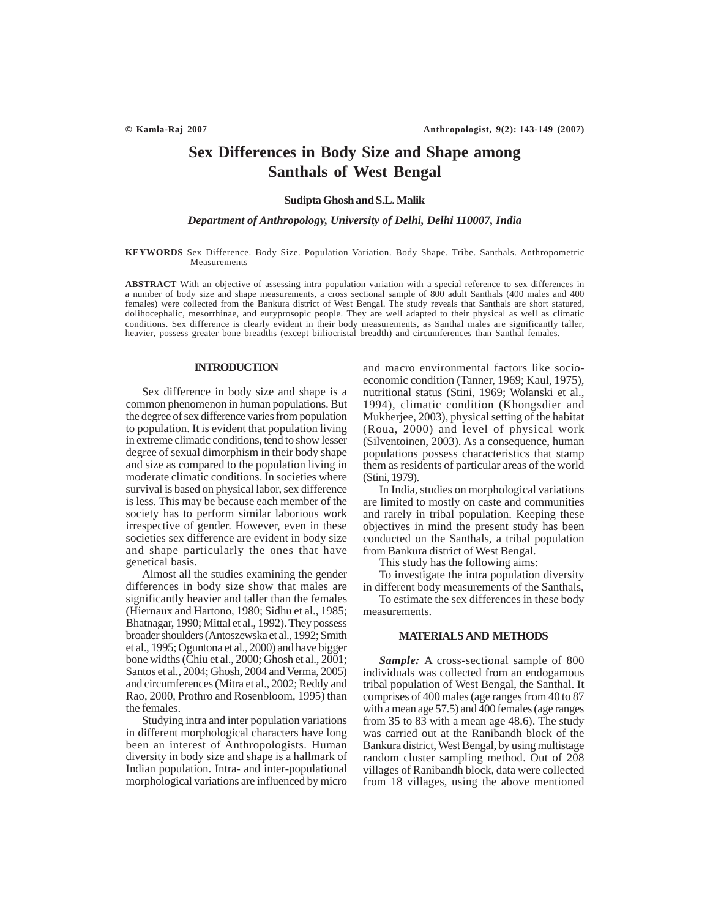# Sex Differences in Body Size and Shape among Santhals of West Bengal

**Sudipta Ghosh and S.L. Malik**

***Department of Anthropology, University of Delhi, Delhi 110007, India***

**KEYWORDS** Sex Difference. Body Size. Population Variation. Body Shape. Tribe. Santhals. Anthropometric Measurements

**ABSTRACT** With an objective of assessing intra population variation with a special reference to sex differences in a number of body size and shape measurements, a cross sectional sample of 800 adult Santhals (400 males and 400 females) were collected from the Bankura district of West Bengal. The study reveals that Santhals are short statured, dolihocephalic, mesorrhinae, and euryprosopic people. They are well adapted to their physical as well as climatic conditions. Sex difference is clearly evident in their body measurements, as Santhal males are significantly taller, heavier, possess greater bone breadths (except biiliocristal breadth) and circumferences than Santhal females.

## INTRODUCTION

Sex difference in body size and shape is a common phenomenon in human populations. But the degree of sex difference varies from population to population. It is evident that population living in extreme climatic conditions, tend to show lesser degree of sexual dimorphism in their body shape and size as compared to the population living in moderate climatic conditions. In societies where survival is based on physical labor, sex difference is less. This may be because each member of the society has to perform similar laborious work irrespective of gender. However, even in these societies sex difference are evident in body size and shape particularly the ones that have genetical basis.

Almost all the studies examining the gender differences in body size show that males are significantly heavier and taller than the females (Hiernaux and Hartono, 1980; Sidhu et al., 1985; Bhatnagar, 1990; Mittal et al., 1992). They possess broader shoulders (Antoszewska et al., 1992; Smith et al., 1995; Oguntona et al., 2000) and have bigger bone widths (Chiu et al., 2000; Ghosh et al., 2001; Santos et al., 2004; Ghosh, 2004 and Verma, 2005) and circumferences (Mitra et al., 2002; Reddy and Rao, 2000, Prothro and Rosenbloom, 1995) than the females.

Studying intra and inter population variations in different morphological characters have long been an interest of Anthropologists. Human diversity in body size and shape is a hallmark of Indian population. Intra- and inter-populational morphological variations are influenced by micro and macro environmental factors like socio-economic condition (Tanner, 1969; Kaul, 1975), nutritional status (Stini, 1969; Wolanski et al., 1994), climatic condition (Khongsdier and Mukherjee, 2003), physical setting of the habitat (Roua, 2000) and level of physical work (Silventoinen, 2003). As a consequence, human populations possess characteristics that stamp them as residents of particular areas of the world (Stini, 1979).

In India, studies on morphological variations are limited to mostly on caste and communities and rarely in tribal population. Keeping these objectives in mind the present study has been conducted on the Santhals, a tribal population from Bankura district of West Bengal.

This study has the following aims:

To investigate the intra population diversity in different body measurements of the Santhals,

To estimate the sex differences in these body measurements.

## MATERIALS AND METHODS

***Sample:*** A cross-sectional sample of 800 individuals was collected from an endogamous tribal population of West Bengal, the Santhal. It comprises of 400 males (age ranges from 40 to 87 with a mean age 57.5) and 400 females (age ranges from 35 to 83 with a mean age 48.6). The study was carried out at the Ranibandh block of the Bankura district, West Bengal, by using multistage random cluster sampling method. Out of 208 villages of Ranibandh block, data were collected from 18 villages, using the above mentioned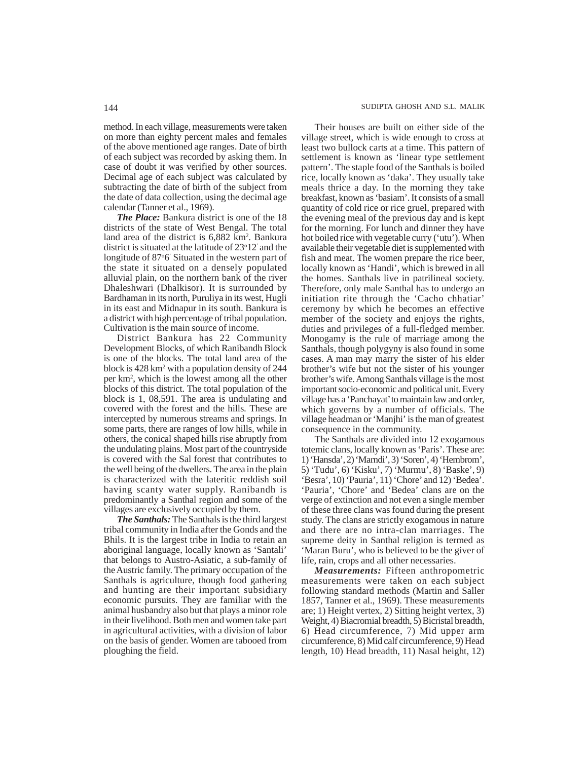method. In each village, measurements were taken on more than eighty percent males and females of the above mentioned age ranges. Date of birth of each subject was recorded by asking them. In case of doubt it was verified by other sources. Decimal age of each subject was calculated by subtracting the date of birth of the subject from the date of data collection, using the decimal age calendar (Tanner et al., 1969).

***The Place:*** Bankura district is one of the 18 districts of the state of West Bengal. The total land area of the district is 6,882 km$^2$. Bankura district is situated at the latitude of 23$^o$12$^'$ and the longitude of 87$^o$6$^'$ Situated in the western part of the state it situated on a densely populated alluvial plain, on the northern bank of the river Dhaleshwari (Dhalkisor). It is surrounded by Bardhaman in its north, Puruliya in its west, Hugli in its east and Midnapur in its south. Bankura is a district with high percentage of tribal population. Cultivation is the main source of income.

District Bankura has 22 Community Development Blocks, of which Ranibandh Block is one of the blocks. The total land area of the block is 428 km$^2$ with a population density of 244 per km$^2$, which is the lowest among all the other blocks of this district. The total population of the block is 1, 08,591. The area is undulating and covered with the forest and the hills. These are intercepted by numerous streams and springs. In some parts, there are ranges of low hills, while in others, the conical shaped hills rise abruptly from the undulating plains. Most part of the countryside is covered with the Sal forest that contributes to the well being of the dwellers. The area in the plain is characterized with the lateritic reddish soil having scanty water supply. Ranibandh is predominantly a Santhal region and some of the villages are exclusively occupied by them.

***The Santhals:*** The Santhals is the third largest tribal community in India after the Gonds and the Bhils. It is the largest tribe in India to retain an aboriginal language, locally known as 'Santali' that belongs to Austro-Asiatic, a sub-family of the Austric family. The primary occupation of the Santhals is agriculture, though food gathering and hunting are their important subsidiary economic pursuits. They are familiar with the animal husbandry also but that plays a minor role in their livelihood. Both men and women take part in agricultural activities, with a division of labor on the basis of gender. Women are tabooed from ploughing the field.

Their houses are built on either side of the village street, which is wide enough to cross at least two bullock carts at a time. This pattern of settlement is known as 'linear type settlement pattern'. The staple food of the Santhals is boiled rice, locally known as 'daka'. They usually take meals thrice a day. In the morning they take breakfast, known as 'basiam'. It consists of a small quantity of cold rice or rice gruel, prepared with the evening meal of the previous day and is kept for the morning. For lunch and dinner they have hot boiled rice with vegetable curry ('utu'). When available their vegetable diet is supplemented with fish and meat. The women prepare the rice beer, locally known as 'Handi', which is brewed in all the homes. Santhals live in patrilineal society. Therefore, only male Santhal has to undergo an initiation rite through the 'Cacho chhatiar' ceremony by which he becomes an effective member of the society and enjoys the rights, duties and privileges of a full-fledged member. Monogamy is the rule of marriage among the Santhals, though polygyny is also found in some cases. A man may marry the sister of his elder brother's wife but not the sister of his younger brother's wife. Among Santhals village is the most important socio-economic and political unit. Every village has a 'Panchayat' to maintain law and order, which governs by a number of officials. The village headman or 'Manjhi' is the man of greatest consequence in the community.

The Santhals are divided into 12 exogamous totemic clans, locally known as 'Paris'. These are: 1) 'Hansda', 2) 'Marndi', 3) 'Soren', 4) 'Hembrom', 5) 'Tudu', 6) 'Kisku', 7) 'Murmu', 8) 'Baske', 9) 'Besra', 10) 'Pauria', 11) 'Chore' and 12) 'Bedea'. 'Pauria', 'Chore' and 'Bedea' clans are on the verge of extinction and not even a single member of these three clans was found during the present study. The clans are strictly exogamous in nature and there are no intra-clan marriages. The supreme deity in Santhal religion is termed as 'Maran Buru', who is believed to be the giver of life, rain, crops and all other necessaries.

***Measurements:*** Fifteen anthropometric measurements were taken on each subject following standard methods (Martin and Saller 1857, Tanner et al., 1969). These measurements are; 1) Height vertex, 2) Sitting height vertex, 3) Weight, 4) Biacromial breadth, 5) Bicristal breadth, 6) Head circumference, 7) Mid upper arm circumference, 8) Mid calf circumference, 9) Head length, 10) Head breadth, 11) Nasal height, 12)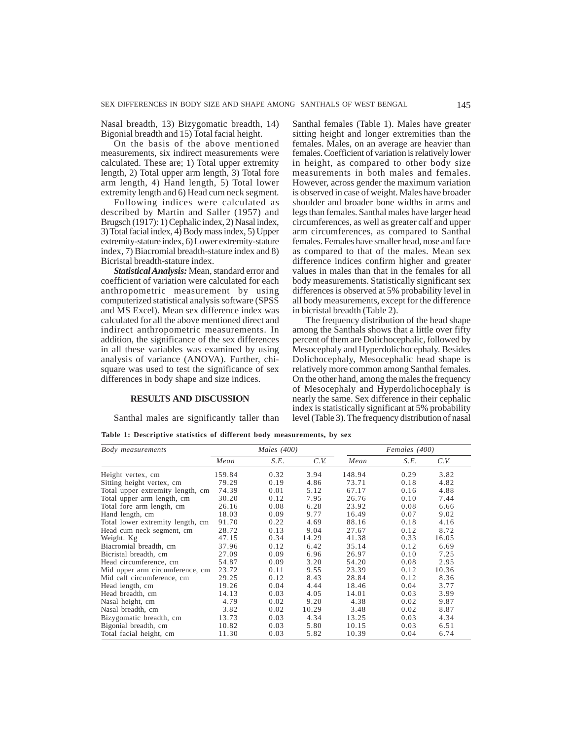Nasal breadth, 13) Bizygomatic breadth, 14) Bigonial breadth and 15) Total facial height.

On the basis of the above mentioned measurements, six indirect measurements were calculated. These are; 1) Total upper extremity length, 2) Total upper arm length, 3) Total fore arm length, 4) Hand length, 5) Total lower extremity length and 6) Head cum neck segment.

Following indices were calculated as described by Martin and Saller (1957) and Brugsch (1917): 1) Cephalic index, 2) Nasal index, 3) Total facial index, 4) Body mass index, 5) Upper extremity-stature index, 6) Lower extremity-stature index, 7) Biacromial breadth-stature index and 8) Bicristal breadth-stature index.

***Statistical Analysis:*** Mean, standard error and coefficient of variation were calculated for each anthropometric measurement by using computerized statistical analysis software (SPSS and MS Excel). Mean sex difference index was calculated for all the above mentioned direct and indirect anthropometric measurements. In addition, the significance of the sex differences in all these variables was examined by using analysis of variance (ANOVA). Further, chi-square was used to test the significance of sex differences in body shape and size indices.

## RESULTS AND DISCUSSION

Santhal males are significantly taller than Santhal females (Table 1). Males have greater sitting height and longer extremities than the females. Males, on an average are heavier than females. Coefficient of variation is relatively lower in height, as compared to other body size measurements in both males and females. However, across gender the maximum variation is observed in case of weight. Males have broader shoulder and broader bone widths in arms and legs than females. Santhal males have larger head circumferences, as well as greater calf and upper arm circumferences, as compared to Santhal females. Females have smaller head, nose and face as compared to that of the males. Mean sex difference indices confirm higher and greater values in males than that in the females for all body measurements. Statistically significant sex differences is observed at 5% probability level in all body measurements, except for the difference in bicristal breadth (Table 2).

The frequency distribution of the head shape among the Santhals shows that a little over fifty percent of them are Dolichocephalic, followed by Mesocephaly and Hyperdolichocephaly. Besides Dolichocephaly, Mesocephalic head shape is relatively more common among Santhal females. On the other hand, among the males the frequency of Mesocephaly and Hyperdolichocephaly is nearly the same. Sex difference in their cephalic index is statistically significant at 5% probability level (Table 3). The frequency distribution of nasal

**Table 1: Descriptive statistics of different body measurements, by sex**

| *Body measurements* | *Males (400)* | | | *Females (400)* | | |
|---|---|---|---|---|---|---|
| | *Mean* | *S.E.* | *C.V.* | *Mean* | *S.E.* | *C.V.* |
| Height vertex, cm | 159.84 | 0.32 | 3.94 | 148.94 | 0.29 | 3.82 |
| Sitting height vertex, cm | 79.29 | 0.19 | 4.86 | 73.71 | 0.18 | 4.82 |
| Total upper extremity length, cm | 74.39 | 0.01 | 5.12 | 67.17 | 0.16 | 4.88 |
| Total upper arm length, cm | 30.20 | 0.12 | 7.95 | 26.76 | 0.10 | 7.44 |
| Total fore arm length, cm | 26.16 | 0.08 | 6.28 | 23.92 | 0.08 | 6.66 |
| Hand length, cm | 18.03 | 0.09 | 9.77 | 16.49 | 0.07 | 9.02 |
| Total lower extremity length, cm | 91.70 | 0.22 | 4.69 | 88.16 | 0.18 | 4.16 |
| Head cum neck segment, cm | 28.72 | 0.13 | 9.04 | 27.67 | 0.12 | 8.72 |
| Weight. Kg | 47.15 | 0.34 | 14.29 | 41.38 | 0.33 | 16.05 |
| Biacromial breadth, cm | 37.96 | 0.12 | 6.42 | 35.14 | 0.12 | 6.69 |
| Bicristal breadth, cm | 27.09 | 0.09 | 6.96 | 26.97 | 0.10 | 7.25 |
| Head circumference, cm | 54.87 | 0.09 | 3.20 | 54.20 | 0.08 | 2.95 |
| Mid upper arm circumference, cm | 23.72 | 0.11 | 9.55 | 23.39 | 0.12 | 10.36 |
| Mid calf circumference, cm | 29.25 | 0.12 | 8.43 | 28.84 | 0.12 | 8.36 |
| Head length, cm | 19.26 | 0.04 | 4.44 | 18.46 | 0.04 | 3.77 |
| Head breadth, cm | 14.13 | 0.03 | 4.05 | 14.01 | 0.03 | 3.99 |
| Nasal height, cm | 4.79 | 0.02 | 9.20 | 4.38 | 0.02 | 9.87 |
| Nasal breadth, cm | 3.82 | 0.02 | 10.29 | 3.48 | 0.02 | 8.87 |
| Bizygomatic breadth, cm | 13.73 | 0.03 | 4.34 | 13.25 | 0.03 | 4.34 |
| Bigonial breadth, cm | 10.82 | 0.03 | 5.80 | 10.15 | 0.03 | 6.51 |
| Total facial height, cm | 11.30 | 0.03 | 5.82 | 10.39 | 0.04 | 6.74 |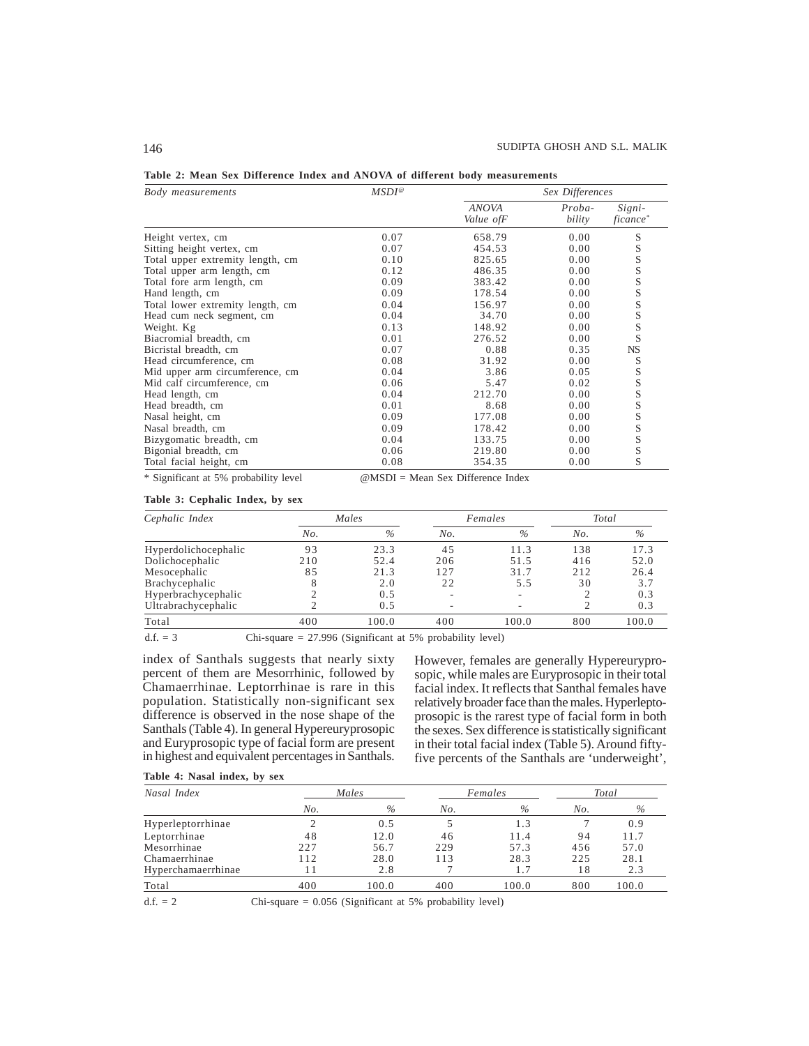**Table 2: Mean Sex Difference Index and ANOVA of different body measurements**

| *Body measurements* | *MSDI@* | *Sex Differences* | | |
|---|---|---|---|---|
| | | *ANOVA Value ofF* | *Proba-bility* | *Signi-ficance** |
| Height vertex, cm | 0.07 | 658.79 | 0.00 | S |
| Sitting height vertex, cm | 0.07 | 454.53 | 0.00 | S |
| Total upper extremity length, cm | 0.10 | 825.65 | 0.00 | S |
| Total upper arm length, cm | 0.12 | 486.35 | 0.00 | S |
| Total fore arm length, cm | 0.09 | 383.42 | 0.00 | S |
| Hand length, cm | 0.09 | 178.54 | 0.00 | S |
| Total lower extremity length, cm | 0.04 | 156.97 | 0.00 | S |
| Head cum neck segment, cm | 0.04 | 34.70 | 0.00 | S |
| Weight. Kg | 0.13 | 148.92 | 0.00 | S |
| Biacromial breadth, cm | 0.01 | 276.52 | 0.00 | S |
| Bicristal breadth, cm | 0.07 | 0.88 | 0.35 | NS |
| Head circumference, cm | 0.08 | 31.92 | 0.00 | S |
| Mid upper arm circumference, cm | 0.04 | 3.86 | 0.05 | S |
| Mid calf circumference, cm | 0.06 | 5.47 | 0.02 | S |
| Head length, cm | 0.04 | 212.70 | 0.00 | S |
| Head breadth, cm | 0.01 | 8.68 | 0.00 | S |
| Nasal height, cm | 0.09 | 177.08 | 0.00 | S |
| Nasal breadth, cm | 0.09 | 178.42 | 0.00 | S |
| Bizygomatic breadth, cm | 0.04 | 133.75 | 0.00 | S |
| Bigonial breadth, cm | 0.06 | 219.80 | 0.00 | S |
| Total facial height, cm | 0.08 | 354.35 | 0.00 | S |

\* Significant at 5% probability level @MSDI = Mean Sex Difference Index

**Table 3: Cephalic Index, by sex**

| *Cephalic Index* | *Males* | | *Females* | | *Total* | |
|---|---|---|---|---|---|---|
| | *No.* | *%* | *No.* | *%* | *No.* | *%* |
| Hyperdolichocephalic | 93 | 23.3 | 45 | 11.3 | 138 | 17.3 |
| Dolichocephalic | 210 | 52.4 | 206 | 51.5 | 416 | 52.0 |
| Mesocephalic | 85 | 21.3 | 127 | 31.7 | 212 | 26.4 |
| Brachycephalic | 8 | 2.0 | 22 | 5.5 | 30 | 3.7 |
| Hyperbrachycephalic | 2 | 0.5 | - | - | 2 | 0.3 |
| Ultrabrachycephalic | 2 | 0.5 | - | - | 2 | 0.3 |
| Total | 400 | 100.0 | 400 | 100.0 | 800 | 100.0 |

d.f. = 3 Chi-square = 27.996 (Significant at 5% probability level)

index of Santhals suggests that nearly sixty percent of them are Mesorrhinic, followed by Chamaerrhinae. Leptorrhinae is rare in this population. Statistically non-significant sex difference is observed in the nose shape of the Santhals (Table 4). In general Hypereuryprosopic and Euryprosopic type of facial form are present in highest and equivalent percentages in Santhals. However, females are generally Hypereuryprosopic, while males are Euryprosopic in their total facial index. It reflects that Santhal females have relatively broader face than the males. Hyperleptoprosopic is the rarest type of facial form in both the sexes. Sex difference is statistically significant in their total facial index (Table 5). Around fifty-five percents of the Santhals are 'underweight',

**Table 4: Nasal index, by sex**

| *Nasal Index* | *Males* | | *Females* | | *Total* | |
|---|---|---|---|---|---|---|
| | *No.* | *%* | *No.* | *%* | *No.* | *%* |
| Hyperleptorrhinae | 2 | 0.5 | 5 | 1.3 | 7 | 0.9 |
| Leptorrhinae | 48 | 12.0 | 46 | 11.4 | 94 | 11.7 |
| Mesorrhinae | 227 | 56.7 | 229 | 57.3 | 456 | 57.0 |
| Chamaerrhinae | 112 | 28.0 | 113 | 28.3 | 225 | 28.1 |
| Hyperchamaerrhinae | 11 | 2.8 | 7 | 1.7 | 18 | 2.3 |
| Total | 400 | 100.0 | 400 | 100.0 | 800 | 100.0 |

d.f. = 2 Chi-square = 0.056 (Significant at 5% probability level)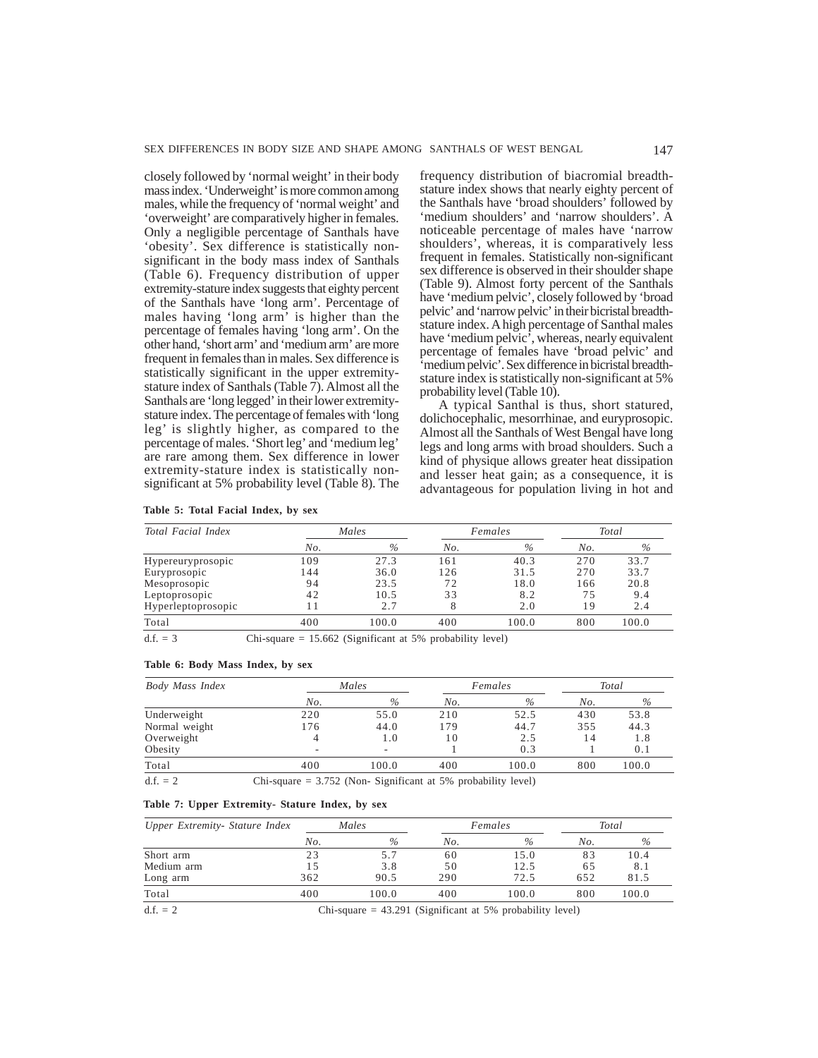closely followed by 'normal weight' in their body mass index. 'Underweight' is more common among males, while the frequency of 'normal weight' and 'overweight' are comparatively higher in females. Only a negligible percentage of Santhals have 'obesity'. Sex difference is statistically non-significant in the body mass index of Santhals (Table 6). Frequency distribution of upper extremity-stature index suggests that eighty percent of the Santhals have 'long arm'. Percentage of males having 'long arm' is higher than the percentage of females having 'long arm'. On the other hand, 'short arm' and 'medium arm' are more frequent in females than in males. Sex difference is statistically significant in the upper extremity-stature index of Santhals (Table 7). Almost all the Santhals are 'long legged' in their lower extremity-stature index. The percentage of females with 'long leg' is slightly higher, as compared to the percentage of males. 'Short leg' and 'medium leg' are rare among them. Sex difference in lower extremity-stature index is statistically non-significant at 5% probability level (Table 8). The frequency distribution of biacromial breadth-stature index shows that nearly eighty percent of the Santhals have 'broad shoulders' followed by 'medium shoulders' and 'narrow shoulders'. A noticeable percentage of males have 'narrow shoulders', whereas, it is comparatively less frequent in females. Statistically non-significant sex difference is observed in their shoulder shape (Table 9). Almost forty percent of the Santhals have 'medium pelvic', closely followed by 'broad pelvic' and 'narrow pelvic' in their bicristal breadth-stature index. A high percentage of Santhal males have 'medium pelvic', whereas, nearly equivalent percentage of females have 'broad pelvic' and 'medium pelvic'. Sex difference in bicristal breadth-stature index is statistically non-significant at 5% probability level (Table 10).

A typical Santhal is thus, short statured, dolichocephalic, mesorrhinae, and euryprosopic. Almost all the Santhals of West Bengal have long legs and long arms with broad shoulders. Such a kind of physique allows greater heat dissipation and lesser heat gain; as a consequence, it is advantageous for population living in hot and

**Table 5: Total Facial Index, by sex**

| *Total Facial Index* | *Males* | | *Females* | | *Total* | |
|---|---|---|---|---|---|---|
| | *No.* | *%* | *No.* | *%* | *No.* | *%* |
| Hypereuryprosopic | 109 | 27.3 | 161 | 40.3 | 270 | 33.7 |
| Euryprosopic | 144 | 36.0 | 126 | 31.5 | 270 | 33.7 |
| Mesoprosopic | 94 | 23.5 | 72 | 18.0 | 166 | 20.8 |
| Leptoprosopic | 42 | 10.5 | 33 | 8.2 | 75 | 9.4 |
| Hyperleptoprosopic | 11 | 2.7 | 8 | 2.0 | 19 | 2.4 |
| Total | 400 | 100.0 | 400 | 100.0 | 800 | 100.0 |

d.f. = 3 Chi-square = 15.662 (Significant at 5% probability level)

**Table 6: Body Mass Index, by sex**

| *Body Mass Index* | *Males* | | *Females* | | *Total* | |
|---|---|---|---|---|---|---|
| | *No.* | *%* | *No.* | *%* | *No.* | *%* |
| Underweight | 220 | 55.0 | 210 | 52.5 | 430 | 53.8 |
| Normal weight | 176 | 44.0 | 179 | 44.7 | 355 | 44.3 |
| Overweight | 4 | 1.0 | 10 | 2.5 | 14 | 1.8 |
| Obesity | - | - | 1 | 0.3 | 1 | 0.1 |
| Total | 400 | 100.0 | 400 | 100.0 | 800 | 100.0 |

d.f. = 2 Chi-square = 3.752 (Non- Significant at 5% probability level)

**Table 7: Upper Extremity- Stature Index, by sex**

| *Upper Extremity- Stature Index* | *Males* | | *Females* | | *Total* | |
|---|---|---|---|---|---|---|
| | *No.* | *%* | *No.* | *%* | *No.* | *%* |
| Short arm | 23 | 5.7 | 60 | 15.0 | 83 | 10.4 |
| Medium arm | 15 | 3.8 | 50 | 12.5 | 65 | 8.1 |
| Long arm | 362 | 90.5 | 290 | 72.5 | 652 | 81.5 |
| Total | 400 | 100.0 | 400 | 100.0 | 800 | 100.0 |

d.f. = 2 Chi-square = 43.291 (Significant at 5% probability level)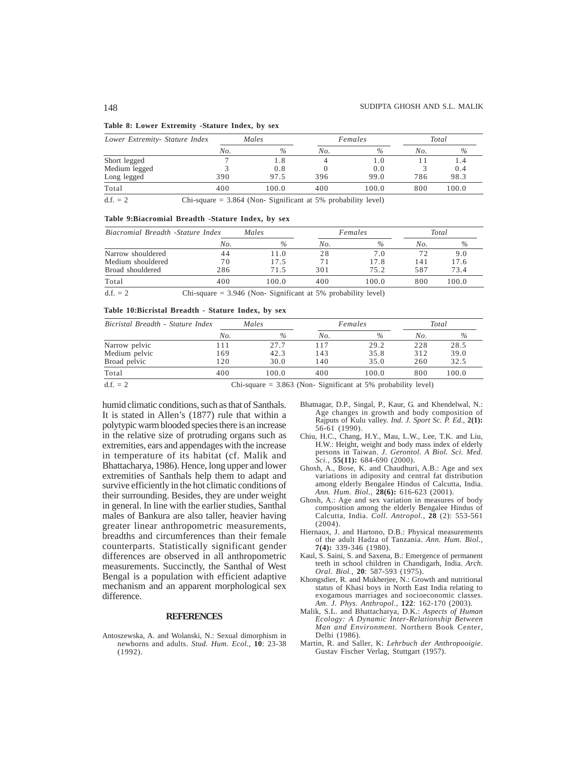**Table 8: Lower Extremity -Stature Index, by sex**

| Lower Extremity- Stature Index | Males | | Females | | Total | |
|---|---|---|---|---|---|---|
| | No. | % | No. | % | No. | % |
| Short legged | 7 | 1.8 | 4 | 1.0 | 11 | 1.4 |
| Medium legged | 3 | 0.8 | 0 | 0.0 | 3 | 0.4 |
| Long legged | 390 | 97.5 | 396 | 99.0 | 786 | 98.3 |
| Total | 400 | 100.0 | 400 | 100.0 | 800 | 100.0 |

d.f. = 2 Chi-square = 3.864 (Non- Significant at 5% probability level)

**Table 9:Biacromial Breadth -Stature Index, by sex**

| Biacromial Breadth -Stature Index | Males | | Females | | Total | |
|---|---|---|---|---|---|---|
| | No. | % | No. | % | No. | % |
| Narrow shouldered | 44 | 11.0 | 28 | 7.0 | 72 | 9.0 |
| Medium shouldered | 70 | 17.5 | 71 | 17.8 | 141 | 17.6 |
| Broad shouldered | 286 | 71.5 | 301 | 75.2 | 587 | 73.4 |
| Total | 400 | 100.0 | 400 | 100.0 | 800 | 100.0 |

d.f. = 2 Chi-square = 3.946 (Non- Significant at 5% probability level)

**Table 10:Bicristal Breadth - Stature Index, by sex**

| Bicristal Breadth - Stature Index | Males | | Females | | Total | |
|---|---|---|---|---|---|---|
| | No. | % | No. | % | No. | % |
| Narrow pelvic | 111 | 27.7 | 117 | 29.2 | 228 | 28.5 |
| Medium pelvic | 169 | 42.3 | 143 | 35.8 | 312 | 39.0 |
| Broad pelvic | 120 | 30.0 | 140 | 35.0 | 260 | 32.5 |
| Total | 400 | 100.0 | 400 | 100.0 | 800 | 100.0 |

d.f. = 2 Chi-square = 3.863 (Non- Significant at 5% probability level)

humid climatic conditions, such as that of Santhals. It is stated in Allen's (1877) rule that within a polytypic warm blooded species there is an increase in the relative size of protruding organs such as extremities, ears and appendages with the increase in temperature of its habitat (cf. Malik and Bhattacharya, 1986). Hence, long upper and lower extremities of Santhals help them to adapt and survive efficiently in the hot climatic conditions of their surrounding. Besides, they are under weight in general. In line with the earlier studies, Santhal males of Bankura are also taller, heavier having greater linear anthropometric measurements, breadths and circumferences than their female counterparts. Statistically significant gender differences are observed in all anthropometric measurements. Succinctly, the Santhal of West Bengal is a population with efficient adaptive mechanism and an apparent morphological sex difference.

## REFERENCES

Antoszewska, A. and Wolanski, N.: Sexual dimorphism in newborns and adults. *Stud. Hum. Ecol.*, **10**: 23-38 (1992).

Bhatnagar, D.P., Singal, P., Kaur, G. and Khendelwal, N.: Age changes in growth and body composition of Rajputs of Kulu valley. *Ind. J. Sport Sc. P. Ed.*, **2(1):** 56-61 (1990).

Chiu, H.C., Chang, H.Y., Mau, L.W., Lee, T.K. and Liu, H.W.: Height, weight and body mass index of elderly persons in Taiwan. *J. Gerontol. A Biol. Sci. Med. Sci.*, **55(11):** 684-690 (2000).

Ghosh, A., Bose, K. and Chaudhuri, A.B.: Age and sex variations in adiposity and central fat distribution among elderly Bengalee Hindus of Calcutta, India. *Ann. Hum. Biol.*, **28(6):** 616-623 (2001).

Ghosh, A.: Age and sex variation in measures of body composition among the elderly Bengalee Hindus of Calcutta, India. *Coll. Antropol.*, **28** (2): 553-561 (2004).

Hiernaux, J. and Hartono, D.B.: Physical measurements of the adult Hadza of Tanzania. *Ann. Hum. Biol.*, **7(4):** 339-346 (1980).

Kaul, S. Saini, S. and Saxena, B.: Emergence of permanent teeth in school children in Chandigarh, India. *Arch. Oral. Biol.*, **20**: 587-593 (1975).

Khongsdier, R. and Mukherjee, N.: Growth and nutritional status of Khasi boys in North East India relating to exogamous marriages and socioeconomic classes. *Am. J. Phys. Anthropol.*, **122**: 162-170 (2003).

Malik, S.L. and Bhattacharya, D.K.: *Aspects of Human Ecology: A Dynamic Inter-Relationship Between Man and Environment*. Northern Book Center, Delhi (1986).

Martin, R. and Saller, K: *Lehrbuch der Anthropooigie*. Gustav Fischer Verlag, Stuttgart (1957).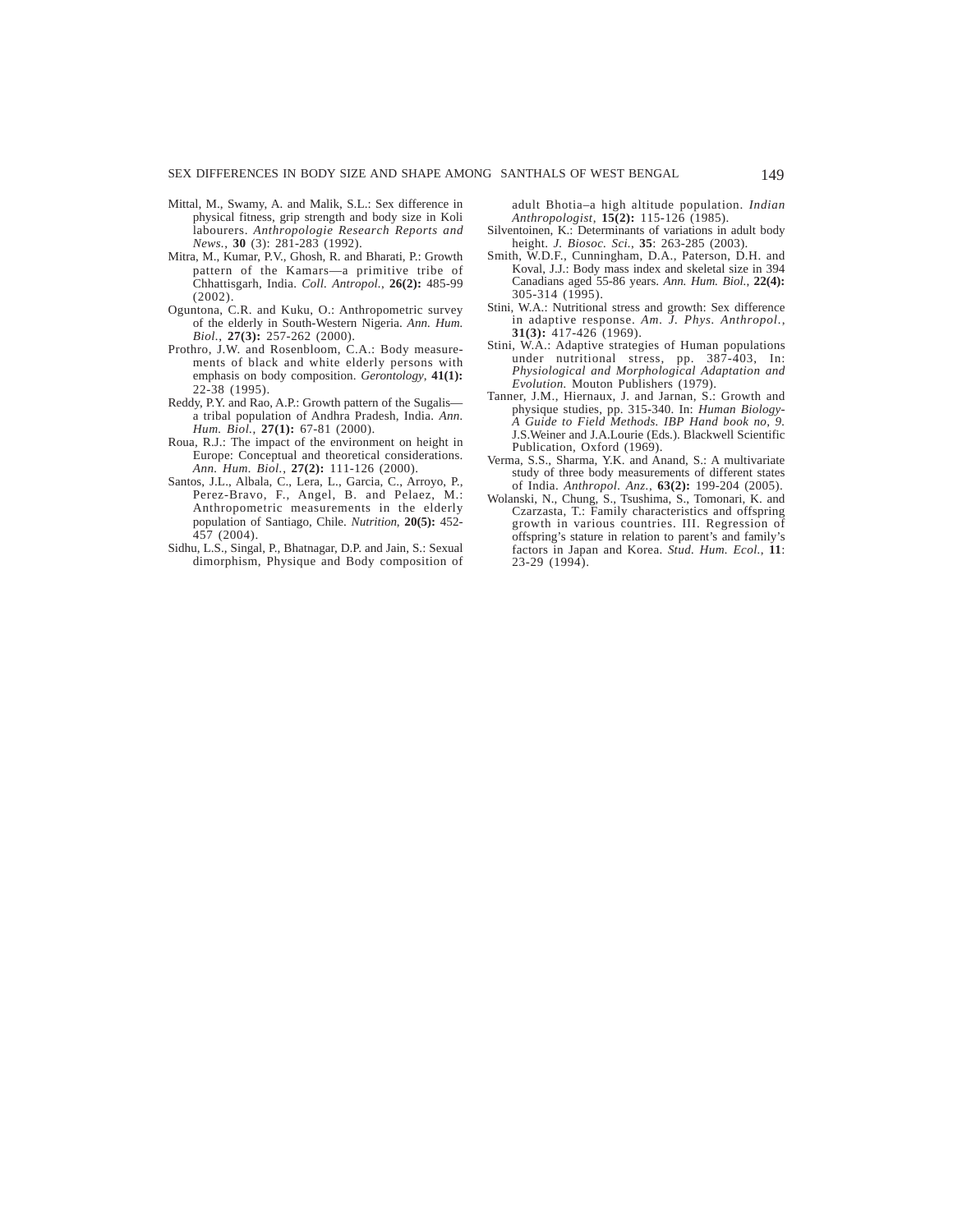Mittal, M., Swamy, A. and Malik, S.L.: Sex difference in physical fitness, grip strength and body size in Koli labourers. *Anthropologie Research Reports and News.*, **30** (3): 281-283 (1992).

Mitra, M., Kumar, P.V., Ghosh, R. and Bharati, P.: Growth pattern of the Kamars—a primitive tribe of Chhattisgarh, India. *Coll. Antropol.*, **26(2):** 485-99 (2002).

Oguntona, C.R. and Kuku, O.: Anthropometric survey of the elderly in South-Western Nigeria. *Ann. Hum. Biol.*, **27(3):** 257-262 (2000).

Prothro, J.W. and Rosenbloom, C.A.: Body measurements of black and white elderly persons with emphasis on body composition. *Gerontology*, **41(1):** 22-38 (1995).

Reddy, P.Y. and Rao, A.P.: Growth pattern of the Sugalis—a tribal population of Andhra Pradesh, India. *Ann. Hum. Biol.*, **27(1):** 67-81 (2000).

Roua, R.J.: The impact of the environment on height in Europe: Conceptual and theoretical considerations. *Ann. Hum. Biol.*, **27(2):** 111-126 (2000).

Santos, J.L., Albala, C., Lera, L., Garcia, C., Arroyo, P., Perez-Bravo, F., Angel, B. and Pelaez, M.: Anthropometric measurements in the elderly population of Santiago, Chile. *Nutrition*, **20(5):** 452-457 (2004).

Sidhu, L.S., Singal, P., Bhatnagar, D.P. and Jain, S.: Sexual dimorphism, Physique and Body composition of adult Bhotia–a high altitude population. *Indian Anthropologist*, **15(2):** 115-126 (1985).

Silventoinen, K.: Determinants of variations in adult body height. *J. Biosoc. Sci.*, **35**: 263-285 (2003).

Smith, W.D.F., Cunningham, D.A., Paterson, D.H. and Koval, J.J.: Body mass index and skeletal size in 394 Canadians aged 55-86 years. *Ann. Hum. Biol.*, **22(4):** 305-314 (1995).

Stini, W.A.: Nutritional stress and growth: Sex difference in adaptive response. *Am. J. Phys. Anthropol.*, **31(3):** 417-426 (1969).

Stini, W.A.: Adaptive strategies of Human populations under nutritional stress, pp. 387-403, In: *Physiological and Morphological Adaptation and Evolution.* Mouton Publishers (1979).

Tanner, J.M., Hiernaux, J. and Jarnan, S.: Growth and physique studies, pp. 315-340. In: *Human Biology-A Guide to Field Methods. IBP Hand book no, 9.* J.S.Weiner and J.A.Lourie (Eds.). Blackwell Scientific Publication, Oxford (1969).

Verma, S.S., Sharma, Y.K. and Anand, S.: A multivariate study of three body measurements of different states of India. *Anthropol. Anz.*, **63(2):** 199-204 (2005).

Wolanski, N., Chung, S., Tsushima, S., Tomonari, K. and Czarzasta, T.: Family characteristics and offspring growth in various countries. III. Regression of offspring's stature in relation to parent's and family's factors in Japan and Korea. *Stud. Hum. Ecol.*, **11**: 23-29 (1994).